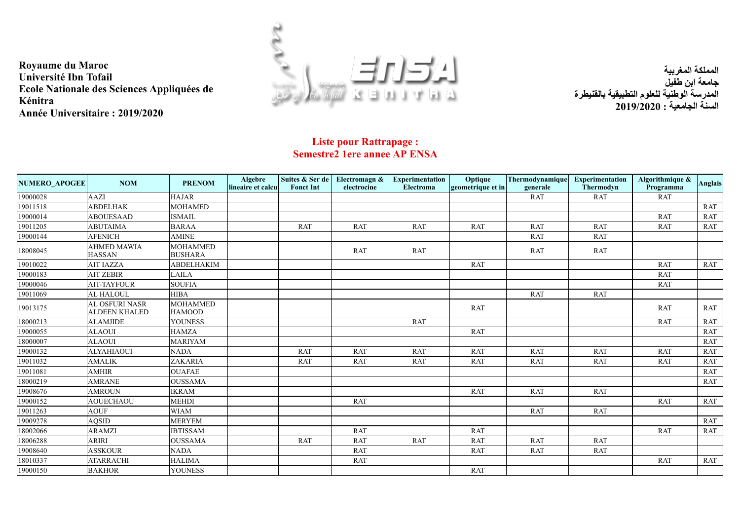**Royaume du Maroc**
**Université Ibn Tofail**
**Ecole Nationale des Sciences Appliquées de Kénitra**
**Année Universitaire : 2019/2020**

**المملكة المغربية**
**جامعة ابن طفيل**
**المدرسة الوطنية للعلوم التطبيقية بالقنيطرة**
**السنة الجامعية : 2019/2020**

## Liste pour Rattrapage :
## Semestre2 1ere annee AP ENSA

| NUMERO_APOGEE | NOM | PRENOM | Algebre lineaire et calcu | Suites & Ser de Fonct Int | Electromagn & electrocine | Experimentation Electroma | Optique geometrique et in | Thermodynamique generale | Experimentation Thermodyn | Algorithmique & Programma | Anglais |
|---|---|---|---|---|---|---|---|---|---|---|---|
| 19000028 | AAZI | HAJAR | | | | | | RAT | RAT | RAT | |
| 19011518 | ABDELHAK | MOHAMED | | | | | | | | | RAT |
| 19000014 | ABOUESAAD | ISMAIL | | | | | | | | RAT | RAT |
| 19011205 | ABUTAIMA | BARAA | | RAT | RAT | RAT | RAT | RAT | RAT | RAT | RAT |
| 19000144 | AFENICH | AMINE | | | | | | RAT | RAT | | |
| 18008045 | AHMED MAWIA HASSAN | MOHAMMED BUSHARA | | | RAT | RAT | | RAT | RAT | | |
| 19010022 | AIT IAZZA | ABDELHAKIM | | | | | RAT | | | RAT | RAT |
| 19000183 | AIT ZEBIR | LAILA | | | | | | | | RAT | |
| 19000046 | AIT-TAYFOUR | SOUFIA | | | | | | | | RAT | |
| 19011069 | AL HALOUL | HIBA | | | | | | RAT | RAT | | |
| 19013175 | AL OSFURI NASR ALDEEN KHALED | MOHAMMED HAMOOD | | | | | RAT | | | RAT | RAT |
| 18000213 | ALAMJIDE | YOUNESS | | | | RAT | | | | RAT | RAT |
| 19000055 | ALAOUI | HAMZA | | | | | RAT | | | | RAT |
| 18000007 | ALAOUI | MARIYAM | | | | | | | | | RAT |
| 19000132 | ALYAHIAOUI | NADA | | RAT | RAT | RAT | RAT | RAT | RAT | RAT | RAT |
| 19011032 | AMALIK | ZAKARIA | | RAT | RAT | RAT | RAT | RAT | RAT | RAT | RAT |
| 19011081 | AMHIR | OUAFAE | | | | | | | | | RAT |
| 18000219 | AMRANE | OUSSAMA | | | | | | | | | RAT |
| 19008676 | AMROUN | IKRAM | | | | | RAT | RAT | RAT | | |
| 19000152 | AOUECHAOU | MEHDI | | | RAT | | | | | RAT | RAT |
| 19011263 | AOUF | WIAM | | | | | | RAT | RAT | | |
| 19009278 | AQSID | MERYEM | | | | | | | | | RAT |
| 18002066 | ARAMZI | IBTISSAM | | | RAT | | RAT | | | RAT | RAT |
| 18006288 | ARIRI | OUSSAMA | | RAT | RAT | RAT | RAT | RAT | RAT | | |
| 19008640 | ASSKOUR | NADA | | | RAT | | RAT | RAT | RAT | | |
| 18010337 | ATARRACHI | HALIMA | | | RAT | | | | | RAT | RAT |
| 19000150 | BAKHOR | YOUNESS | | | | | RAT | | | | |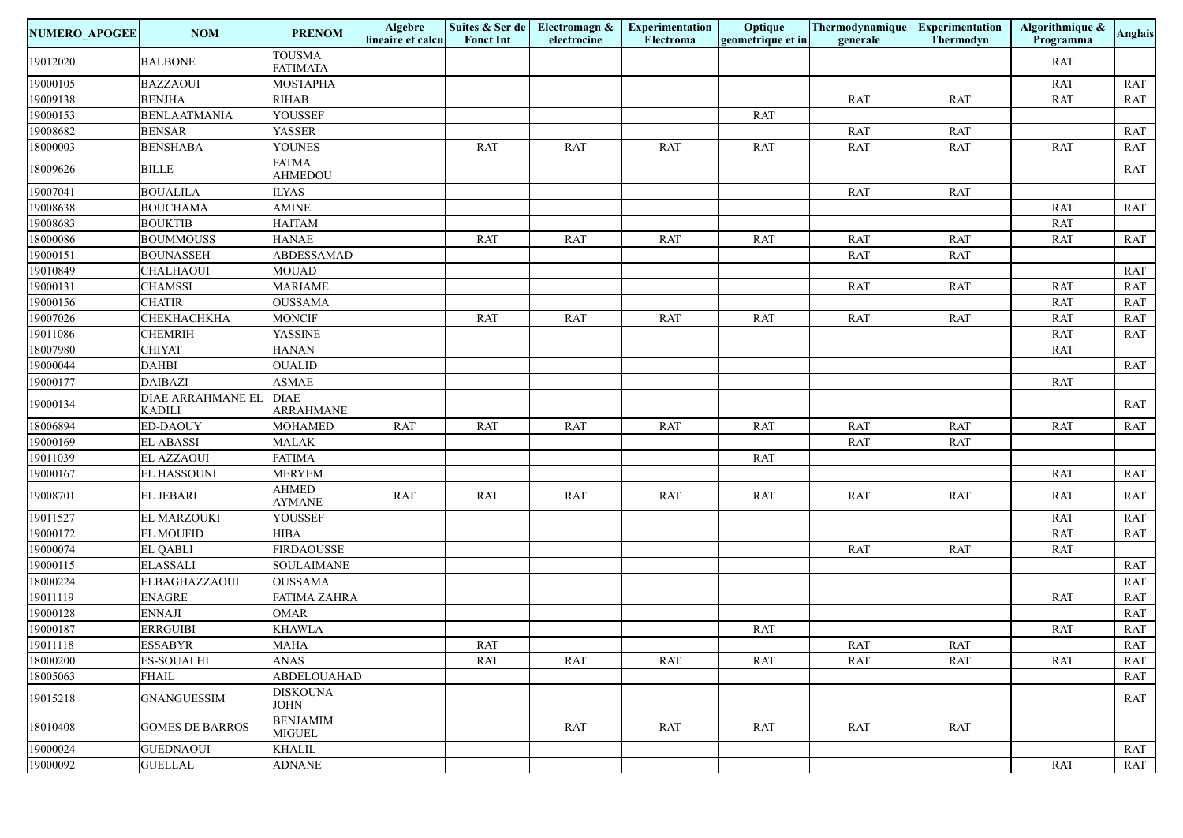| NUMERO_APOGEE | NOM | PRENOM | Algebre lineaire et calcu | Suites & Ser de Fonct Int | Electromagn & electrocine | Experimentation Electroma | Optique geometrique et in | Thermodynamique generale | Experimentation Thermodyn | Algorithmique & Programma | Anglais |
|---|---|---|---|---|---|---|---|---|---|---|---|
| 19012020 | BALBONE | TOUSMA FATIMATA | | | | | | | | RAT | |
| 19000105 | BAZZAOUI | MOSTAPHA | | | | | | | | RAT | RAT |
| 19009138 | BENJHA | RIHAB | | | | | | RAT | RAT | RAT | RAT |
| 19000153 | BENLAATMANIA | YOUSSEF | | | | | RAT | | | | |
| 19008682 | BENSAR | YASSER | | | | | | RAT | RAT | | RAT |
| 18000003 | BENSHABA | YOUNES | | RAT | RAT | RAT | RAT | RAT | RAT | RAT | RAT |
| 18009626 | BILLE | FATMA AHMEDOU | | | | | | | | | RAT |
| 19007041 | BOUALILA | ILYAS | | | | | | RAT | RAT | | |
| 19008638 | BOUCHAMA | AMINE | | | | | | | | RAT | RAT |
| 19008683 | BOUKTIB | HAITAM | | | | | | | | RAT | |
| 18000086 | BOUMMOUSS | HANAE | | RAT | RAT | RAT | RAT | RAT | RAT | RAT | RAT |
| 19000151 | BOUNASSEH | ABDESSAMAD | | | | | | RAT | RAT | | |
| 19010849 | CHALHAOUI | MOUAD | | | | | | | | | RAT |
| 19000131 | CHAMSSI | MARIAME | | | | | | RAT | RAT | RAT | RAT |
| 19000156 | CHATIR | OUSSAMA | | | | | | | | RAT | RAT |
| 19007026 | CHEKHACHKHA | MONCIF | | RAT | RAT | RAT | RAT | RAT | RAT | RAT | RAT |
| 19011086 | CHEMRIH | YASSINE | | | | | | | | RAT | RAT |
| 18007980 | CHIYAT | HANAN | | | | | | | | RAT | |
| 19000044 | DAHBI | OUALID | | | | | | | | | RAT |
| 19000177 | DAIBAZI | ASMAE | | | | | | | | RAT | |
| 19000134 | DIAE ARRAHMANE EL KADILI | DIAE ARRAHMANE | | | | | | | | | RAT |
| 18006894 | ED-DAOUY | MOHAMED | RAT | RAT | RAT | RAT | RAT | RAT | RAT | RAT | RAT |
| 19000169 | EL ABASSI | MALAK | | | | | | RAT | RAT | | |
| 19011039 | EL AZZAOUI | FATIMA | | | | | RAT | | | | |
| 19000167 | EL HASSOUNI | MERYEM | | | | | | | | RAT | RAT |
| 19008701 | EL JEBARI | AHMED AYMANE | RAT | RAT | RAT | RAT | RAT | RAT | RAT | RAT | RAT |
| 19011527 | EL MARZOUKI | YOUSSEF | | | | | | | | RAT | RAT |
| 19000172 | EL MOUFID | HIBA | | | | | | | | RAT | RAT |
| 19000074 | EL QABLI | FIRDAOUSSE | | | | | | RAT | RAT | RAT | |
| 19000115 | ELASSALI | SOULAIMANE | | | | | | | | | RAT |
| 18000224 | ELBAGHAZZAOUI | OUSSAMA | | | | | | | | | RAT |
| 19011119 | ENAGRE | FATIMA ZAHRA | | | | | | | | RAT | RAT |
| 19000128 | ENNAJI | OMAR | | | | | | | | | RAT |
| 19000187 | ERRGUIBI | KHAWLA | | | | | RAT | | | RAT | RAT |
| 19011118 | ESSABYR | MAHA | | RAT | | | | RAT | RAT | | RAT |
| 18000200 | ES-SOUALHI | ANAS | | RAT | RAT | RAT | RAT | RAT | RAT | RAT | RAT |
| 18005063 | FHAIL | ABDELOUAHAD | | | | | | | | | RAT |
| 19015218 | GNANGUESSIM | DISKOUNA JOHN | | | | | | | | | RAT |
| 18010408 | GOMES DE BARROS | BENJAMIM MIGUEL | | | RAT | RAT | RAT | RAT | RAT | | |
| 19000024 | GUEDNAOUI | KHALIL | | | | | | | | | RAT |
| 19000092 | GUELLAL | ADNANE | | | | | | | | RAT | RAT |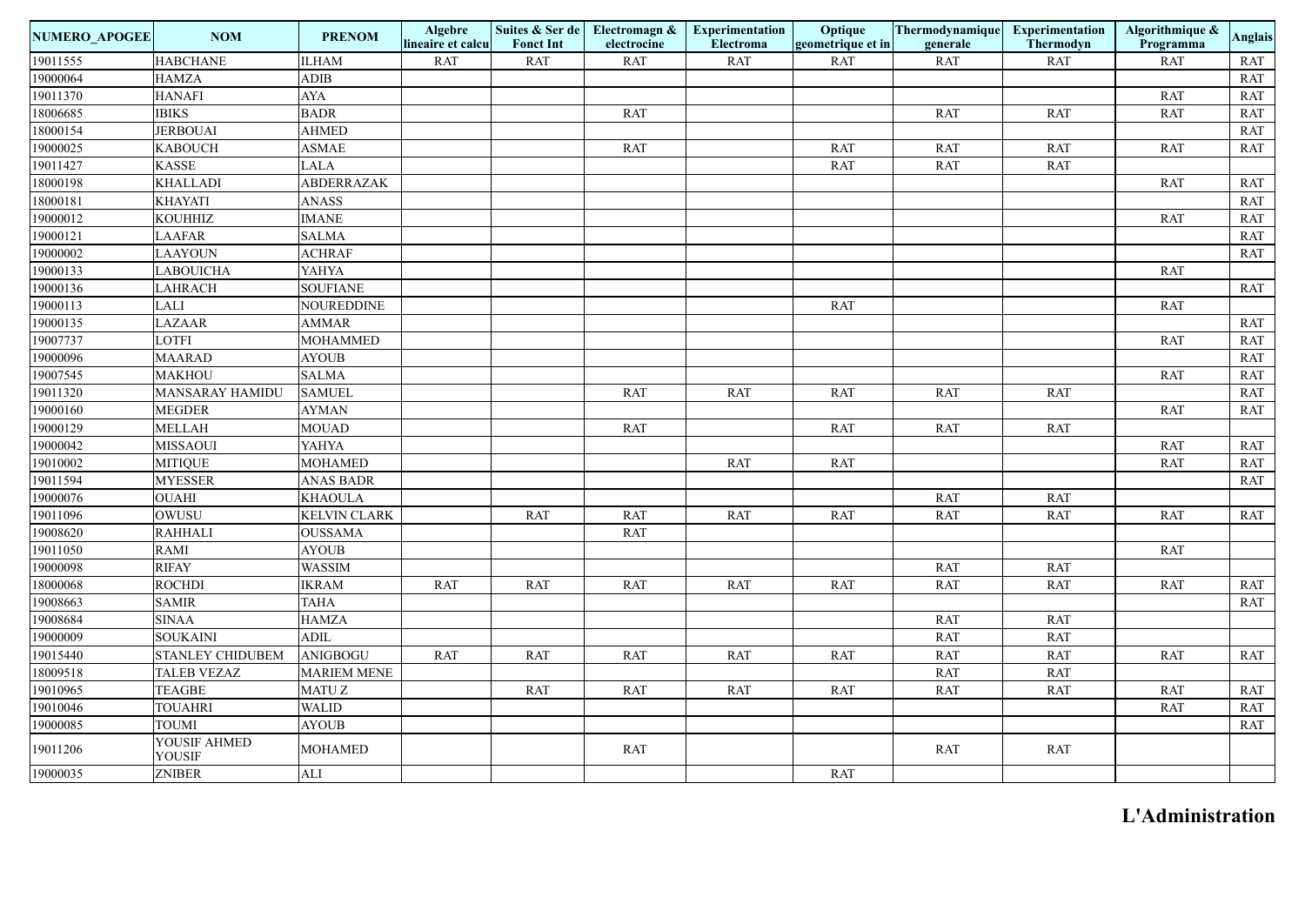| NUMERO_APOGEE | NOM | PRENOM | Algebre lineaire et calcu | Suites & Ser de Fonct Int | Electromagn & electrocine | Experimentation Electroma | Optique geometrique et in | Thermodynamique generale | Experimentation Thermodyn | Algorithmique & Programma | Anglais |
|---|---|---|---|---|---|---|---|---|---|---|---|
| 19011555 | HABCHANE | ILHAM | RAT | RAT | RAT | RAT | RAT | RAT | RAT | RAT | RAT |
| 19000064 | HAMZA | ADIB | | | | | | | | | RAT |
| 19011370 | HANAFI | AYA | | | | | | | | RAT | RAT |
| 18006685 | IBIKS | BADR | | | RAT | | | RAT | RAT | RAT | RAT |
| 18000154 | JERBOUAI | AHMED | | | | | | | | | RAT |
| 19000025 | KABOUCH | ASMAE | | | RAT | | RAT | RAT | RAT | RAT | RAT |
| 19011427 | KASSE | LALA | | | | | RAT | RAT | RAT | | |
| 18000198 | KHALLADI | ABDERRAZAK | | | | | | | | RAT | RAT |
| 18000181 | KHAYATI | ANASS | | | | | | | | | RAT |
| 19000012 | KOUHHIZ | IMANE | | | | | | | | RAT | RAT |
| 19000121 | LAAFAR | SALMA | | | | | | | | | RAT |
| 19000002 | LAAYOUN | ACHRAF | | | | | | | | | RAT |
| 19000133 | LABOUICHA | YAHYA | | | | | | | | RAT | |
| 19000136 | LAHRACH | SOUFIANE | | | | | | | | | RAT |
| 19000113 | LALI | NOUREDDINE | | | | | RAT | | | RAT | |
| 19000135 | LAZAAR | AMMAR | | | | | | | | | RAT |
| 19007737 | LOTFI | MOHAMMED | | | | | | | | RAT | RAT |
| 19000096 | MAARAD | AYOUB | | | | | | | | | RAT |
| 19007545 | MAKHOU | SALMA | | | | | | | | RAT | RAT |
| 19011320 | MANSARAY HAMIDU | SAMUEL | | | RAT | RAT | RAT | RAT | RAT | | RAT |
| 19000160 | MEGDER | AYMAN | | | | | | | | RAT | RAT |
| 19000129 | MELLAH | MOUAD | | | RAT | | RAT | RAT | RAT | | |
| 19000042 | MISSAOUI | YAHYA | | | | | | | | RAT | RAT |
| 19010002 | MITIQUE | MOHAMED | | | | RAT | RAT | | | RAT | RAT |
| 19011594 | MYESSER | ANAS BADR | | | | | | | | | RAT |
| 19000076 | OUAHI | KHAOULA | | | | | | RAT | RAT | | |
| 19011096 | OWUSU | KELVIN CLARK | | RAT | RAT | RAT | RAT | RAT | RAT | RAT | RAT |
| 19008620 | RAHHALI | OUSSAMA | | | RAT | | | | | | |
| 19011050 | RAMI | AYOUB | | | | | | | | RAT | |
| 19000098 | RIFAY | WASSIM | | | | | | RAT | RAT | | |
| 18000068 | ROCHDI | IKRAM | RAT | RAT | RAT | RAT | RAT | RAT | RAT | RAT | RAT |
| 19008663 | SAMIR | TAHA | | | | | | | | | RAT |
| 19008684 | SINAA | HAMZA | | | | | | RAT | RAT | | |
| 19000009 | SOUKAINI | ADIL | | | | | | RAT | RAT | | |
| 19015440 | STANLEY CHIDUBEM | ANIGBOGU | RAT | RAT | RAT | RAT | RAT | RAT | RAT | RAT | RAT |
| 18009518 | TALEB VEZAZ | MARIEM MENE | | | | | | RAT | RAT | | |
| 19010965 | TEAGBE | MATU Z | | RAT | RAT | RAT | RAT | RAT | RAT | RAT | RAT |
| 19010046 | TOUAHRI | WALID | | | | | | | | RAT | RAT |
| 19000085 | TOUMI | AYOUB | | | | | | | | | RAT |
| 19011206 | YOUSIF AHMED YOUSIF | MOHAMED | | | RAT | | | RAT | RAT | | |
| 19000035 | ZNIBER | ALI | | | | | RAT | | | | |

**L'Administration**